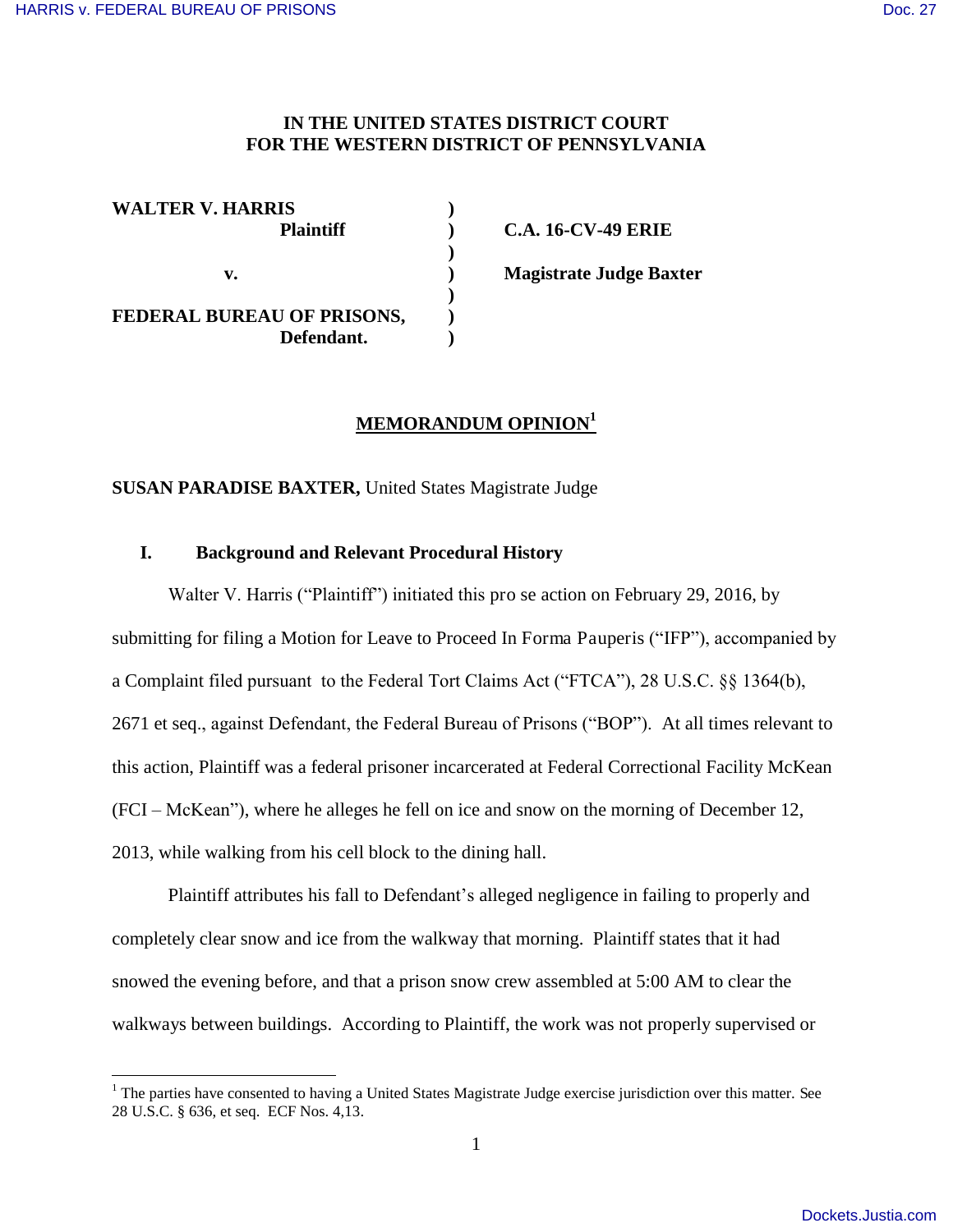# IN THE UNITED STATES DISTRICT COURT
# FOR THE WESTERN DISTRICT OF PENNSYLVANIA

| | | |
|---|---|---|
| **WALTER V. HARRIS** | ) | |
| **Plaintiff** | ) | **C.A. 16-CV-49 ERIE** |
| | ) | |
| **v.** | ) | **Magistrate Judge Baxter** |
| | ) | |
| **FEDERAL BUREAU OF PRISONS,** | ) | |
| **Defendant.** | ) | |

## MEMORANDUM OPINION[1]

**SUSAN PARADISE BAXTER,** United States Magistrate Judge

### I. Background and Relevant Procedural History

Walter V. Harris ("Plaintiff") initiated this pro se action on February 29, 2016, by submitting for filing a Motion for Leave to Proceed In Forma Pauperis ("IFP"), accompanied by a Complaint filed pursuant to the Federal Tort Claims Act ("FTCA"), 28 U.S.C. §§ 1364(b), 2671 et seq., against Defendant, the Federal Bureau of Prisons ("BOP"). At all times relevant to this action, Plaintiff was a federal prisoner incarcerated at Federal Correctional Facility McKean (FCI – McKean"), where he alleges he fell on ice and snow on the morning of December 12, 2013, while walking from his cell block to the dining hall.

Plaintiff attributes his fall to Defendant's alleged negligence in failing to properly and completely clear snow and ice from the walkway that morning. Plaintiff states that it had snowed the evening before, and that a prison snow crew assembled at 5:00 AM to clear the walkways between buildings. According to Plaintiff, the work was not properly supervised or

---

[1] The parties have consented to having a United States Magistrate Judge exercise jurisdiction over this matter. See 28 U.S.C. § 636, et seq. ECF Nos. 4,13.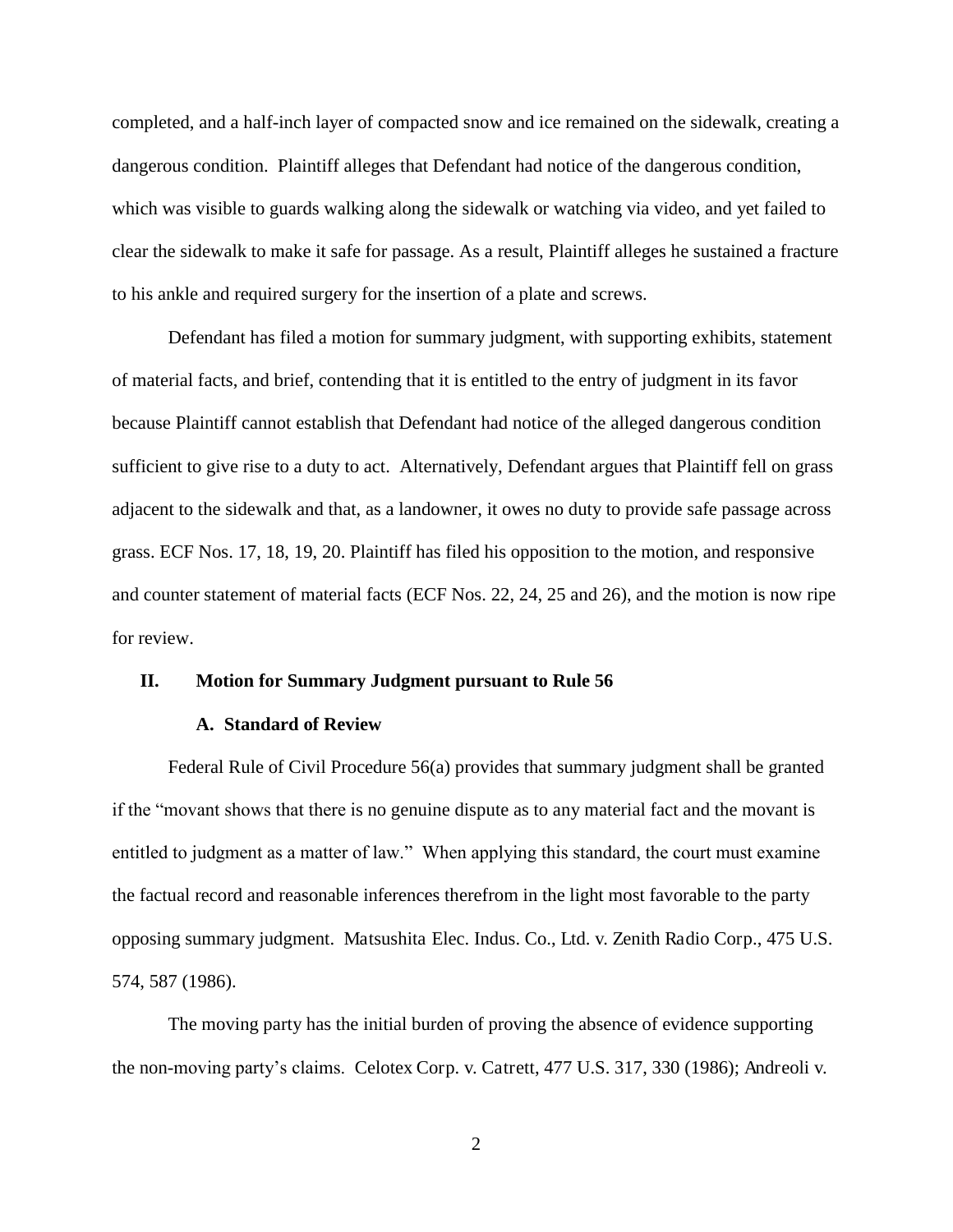completed, and a half-inch layer of compacted snow and ice remained on the sidewalk, creating a dangerous condition. Plaintiff alleges that Defendant had notice of the dangerous condition, which was visible to guards walking along the sidewalk or watching via video, and yet failed to clear the sidewalk to make it safe for passage. As a result, Plaintiff alleges he sustained a fracture to his ankle and required surgery for the insertion of a plate and screws.

Defendant has filed a motion for summary judgment, with supporting exhibits, statement of material facts, and brief, contending that it is entitled to the entry of judgment in its favor because Plaintiff cannot establish that Defendant had notice of the alleged dangerous condition sufficient to give rise to a duty to act. Alternatively, Defendant argues that Plaintiff fell on grass adjacent to the sidewalk and that, as a landowner, it owes no duty to provide safe passage across grass. ECF Nos. 17, 18, 19, 20. Plaintiff has filed his opposition to the motion, and responsive and counter statement of material facts (ECF Nos. 22, 24, 25 and 26), and the motion is now ripe for review.

## II. Motion for Summary Judgment pursuant to Rule 56

### A. Standard of Review

Federal Rule of Civil Procedure 56(a) provides that summary judgment shall be granted if the "movant shows that there is no genuine dispute as to any material fact and the movant is entitled to judgment as a matter of law." When applying this standard, the court must examine the factual record and reasonable inferences therefrom in the light most favorable to the party opposing summary judgment. Matsushita Elec. Indus. Co., Ltd. v. Zenith Radio Corp., 475 U.S. 574, 587 (1986).

The moving party has the initial burden of proving the absence of evidence supporting the non-moving party's claims. Celotex Corp. v. Catrett, 477 U.S. 317, 330 (1986); Andreoli v.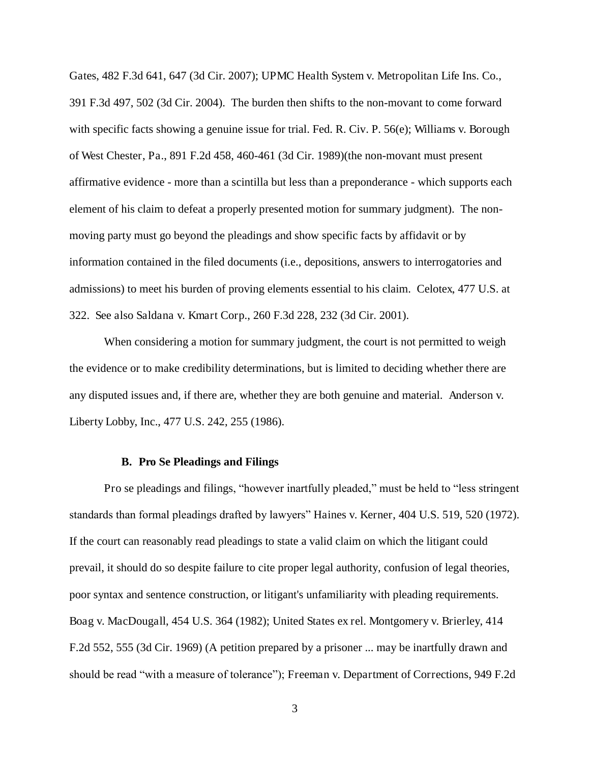Gates, 482 F.3d 641, 647 (3d Cir. 2007); UPMC Health System v. Metropolitan Life Ins. Co., 391 F.3d 497, 502 (3d Cir. 2004). The burden then shifts to the non-movant to come forward with specific facts showing a genuine issue for trial. Fed. R. Civ. P. 56(e); Williams v. Borough of West Chester, Pa., 891 F.2d 458, 460-461 (3d Cir. 1989)(the non-movant must present affirmative evidence - more than a scintilla but less than a preponderance - which supports each element of his claim to defeat a properly presented motion for summary judgment). The non-moving party must go beyond the pleadings and show specific facts by affidavit or by information contained in the filed documents (i.e., depositions, answers to interrogatories and admissions) to meet his burden of proving elements essential to his claim. Celotex, 477 U.S. at 322. See also Saldana v. Kmart Corp., 260 F.3d 228, 232 (3d Cir. 2001).

When considering a motion for summary judgment, the court is not permitted to weigh the evidence or to make credibility determinations, but is limited to deciding whether there are any disputed issues and, if there are, whether they are both genuine and material. Anderson v. Liberty Lobby, Inc., 477 U.S. 242, 255 (1986).

### B. Pro Se Pleadings and Filings

Pro se pleadings and filings, "however inartfully pleaded," must be held to "less stringent standards than formal pleadings drafted by lawyers" Haines v. Kerner, 404 U.S. 519, 520 (1972). If the court can reasonably read pleadings to state a valid claim on which the litigant could prevail, it should do so despite failure to cite proper legal authority, confusion of legal theories, poor syntax and sentence construction, or litigant's unfamiliarity with pleading requirements. Boag v. MacDougall, 454 U.S. 364 (1982); United States ex rel. Montgomery v. Brierley, 414 F.2d 552, 555 (3d Cir. 1969) (A petition prepared by a prisoner ... may be inartfully drawn and should be read "with a measure of tolerance"); Freeman v. Department of Corrections, 949 F.2d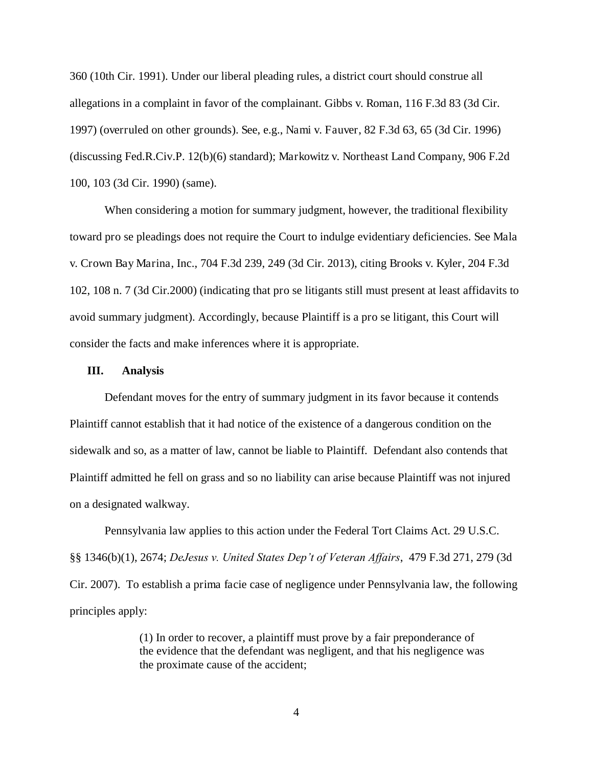360 (10th Cir. 1991). Under our liberal pleading rules, a district court should construe all allegations in a complaint in favor of the complainant. Gibbs v. Roman, 116 F.3d 83 (3d Cir. 1997) (overruled on other grounds). See, e.g., Nami v. Fauver, 82 F.3d 63, 65 (3d Cir. 1996) (discussing Fed.R.Civ.P. 12(b)(6) standard); Markowitz v. Northeast Land Company, 906 F.2d 100, 103 (3d Cir. 1990) (same).

When considering a motion for summary judgment, however, the traditional flexibility toward pro se pleadings does not require the Court to indulge evidentiary deficiencies. See Mala v. Crown Bay Marina, Inc., 704 F.3d 239, 249 (3d Cir. 2013), citing Brooks v. Kyler, 204 F.3d 102, 108 n. 7 (3d Cir.2000) (indicating that pro se litigants still must present at least affidavits to avoid summary judgment). Accordingly, because Plaintiff is a pro se litigant, this Court will consider the facts and make inferences where it is appropriate.

## III. Analysis

Defendant moves for the entry of summary judgment in its favor because it contends Plaintiff cannot establish that it had notice of the existence of a dangerous condition on the sidewalk and so, as a matter of law, cannot be liable to Plaintiff. Defendant also contends that Plaintiff admitted he fell on grass and so no liability can arise because Plaintiff was not injured on a designated walkway.

Pennsylvania law applies to this action under the Federal Tort Claims Act. 29 U.S.C. §§ 1346(b)(1), 2674; *DeJesus v. United States Dep't of Veteran Affairs*, 479 F.3d 271, 279 (3d Cir. 2007). To establish a prima facie case of negligence under Pennsylvania law, the following principles apply:

> (1) In order to recover, a plaintiff must prove by a fair preponderance of the evidence that the defendant was negligent, and that his negligence was the proximate cause of the accident;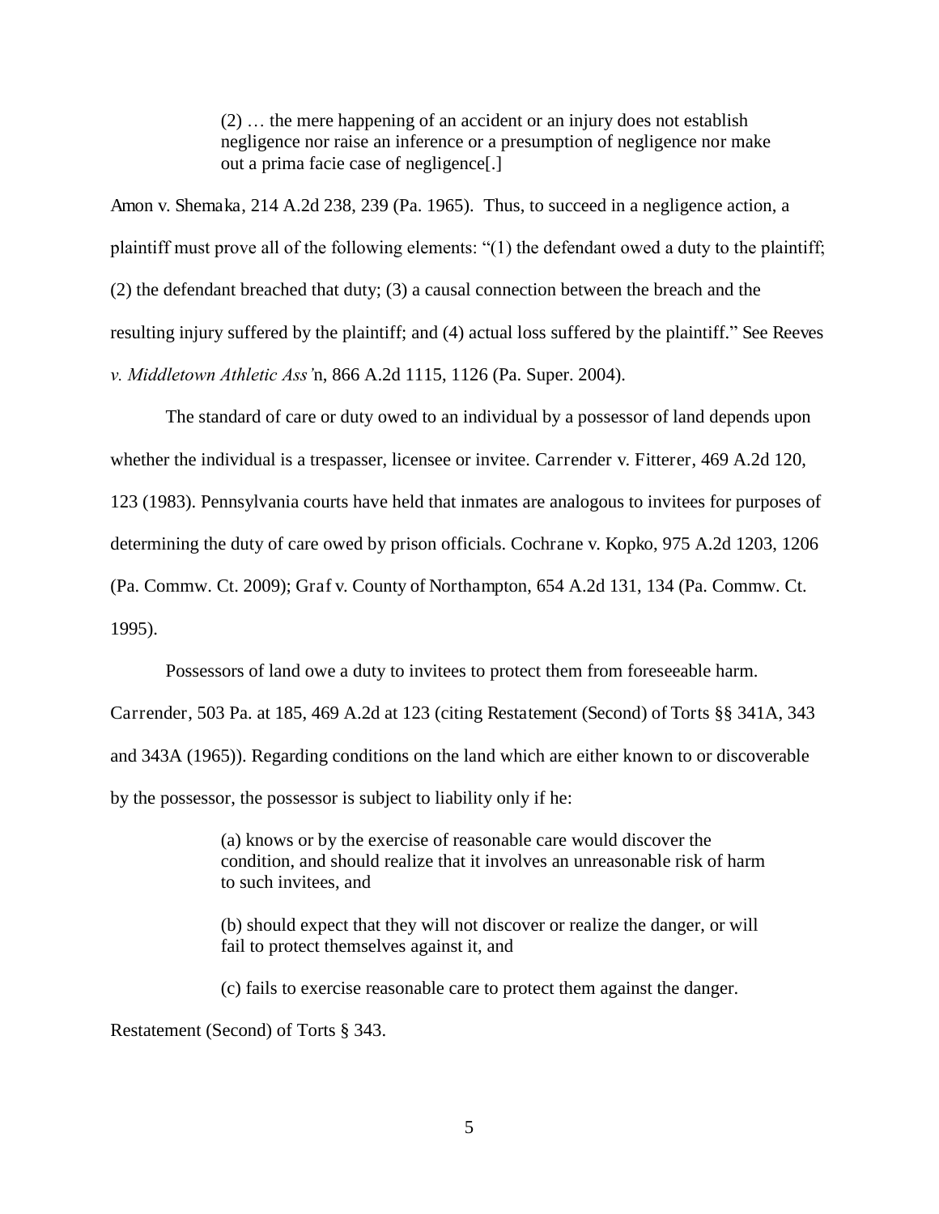> (2) … the mere happening of an accident or an injury does not establish negligence nor raise an inference or a presumption of negligence nor make out a prima facie case of negligence[.]

Amon v. Shemaka, 214 A.2d 238, 239 (Pa. 1965). Thus, to succeed in a negligence action, a plaintiff must prove all of the following elements: "(1) the defendant owed a duty to the plaintiff; (2) the defendant breached that duty; (3) a causal connection between the breach and the resulting injury suffered by the plaintiff; and (4) actual loss suffered by the plaintiff." See Reeves *v. Middletown Athletic Ass'*n, 866 A.2d 1115, 1126 (Pa. Super. 2004).

The standard of care or duty owed to an individual by a possessor of land depends upon whether the individual is a trespasser, licensee or invitee. Carrender v. Fitterer, 469 A.2d 120, 123 (1983). Pennsylvania courts have held that inmates are analogous to invitees for purposes of determining the duty of care owed by prison officials. Cochrane v. Kopko, 975 A.2d 1203, 1206 (Pa. Commw. Ct. 2009); Graf v. County of Northampton, 654 A.2d 131, 134 (Pa. Commw. Ct. 1995).

Possessors of land owe a duty to invitees to protect them from foreseeable harm. Carrender, 503 Pa. at 185, 469 A.2d at 123 (citing Restatement (Second) of Torts §§ 341A, 343 and 343A (1965)). Regarding conditions on the land which are either known to or discoverable by the possessor, the possessor is subject to liability only if he:

> (a) knows or by the exercise of reasonable care would discover the condition, and should realize that it involves an unreasonable risk of harm to such invitees, and
>
> (b) should expect that they will not discover or realize the danger, or will fail to protect themselves against it, and
>
> (c) fails to exercise reasonable care to protect them against the danger.

Restatement (Second) of Torts § 343.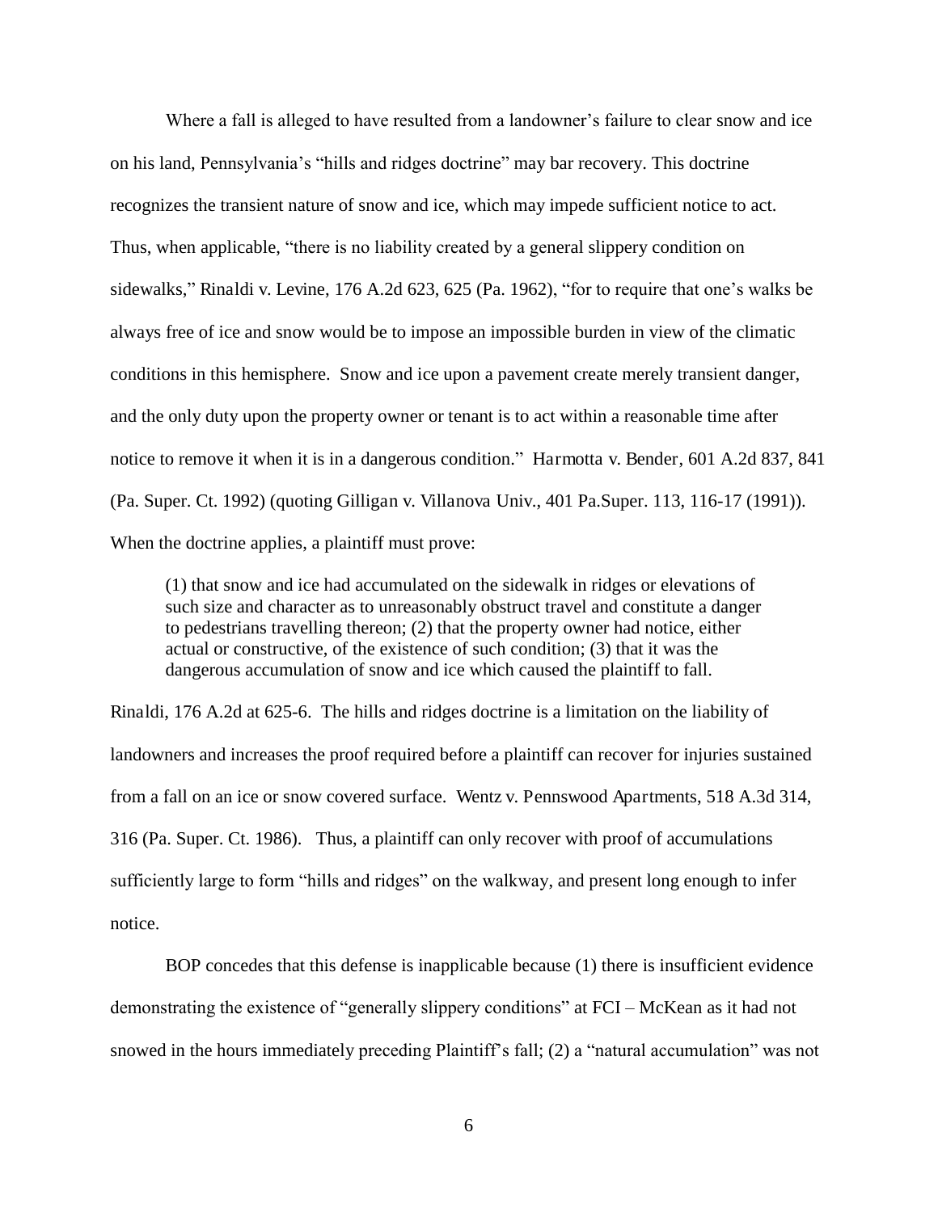Where a fall is alleged to have resulted from a landowner's failure to clear snow and ice on his land, Pennsylvania's "hills and ridges doctrine" may bar recovery. This doctrine recognizes the transient nature of snow and ice, which may impede sufficient notice to act. Thus, when applicable, "there is no liability created by a general slippery condition on sidewalks," Rinaldi v. Levine, 176 A.2d 623, 625 (Pa. 1962), "for to require that one's walks be always free of ice and snow would be to impose an impossible burden in view of the climatic conditions in this hemisphere. Snow and ice upon a pavement create merely transient danger, and the only duty upon the property owner or tenant is to act within a reasonable time after notice to remove it when it is in a dangerous condition." Harmotta v. Bender, 601 A.2d 837, 841 (Pa. Super. Ct. 1992) (quoting Gilligan v. Villanova Univ., 401 Pa.Super. 113, 116-17 (1991)). When the doctrine applies, a plaintiff must prove:

> (1) that snow and ice had accumulated on the sidewalk in ridges or elevations of such size and character as to unreasonably obstruct travel and constitute a danger to pedestrians travelling thereon; (2) that the property owner had notice, either actual or constructive, of the existence of such condition; (3) that it was the dangerous accumulation of snow and ice which caused the plaintiff to fall.

Rinaldi, 176 A.2d at 625-6. The hills and ridges doctrine is a limitation on the liability of landowners and increases the proof required before a plaintiff can recover for injuries sustained from a fall on an ice or snow covered surface. Wentz v. Pennswood Apartments, 518 A.3d 314, 316 (Pa. Super. Ct. 1986). Thus, a plaintiff can only recover with proof of accumulations sufficiently large to form "hills and ridges" on the walkway, and present long enough to infer notice.

BOP concedes that this defense is inapplicable because (1) there is insufficient evidence demonstrating the existence of "generally slippery conditions" at FCI – McKean as it had not snowed in the hours immediately preceding Plaintiff's fall; (2) a "natural accumulation" was not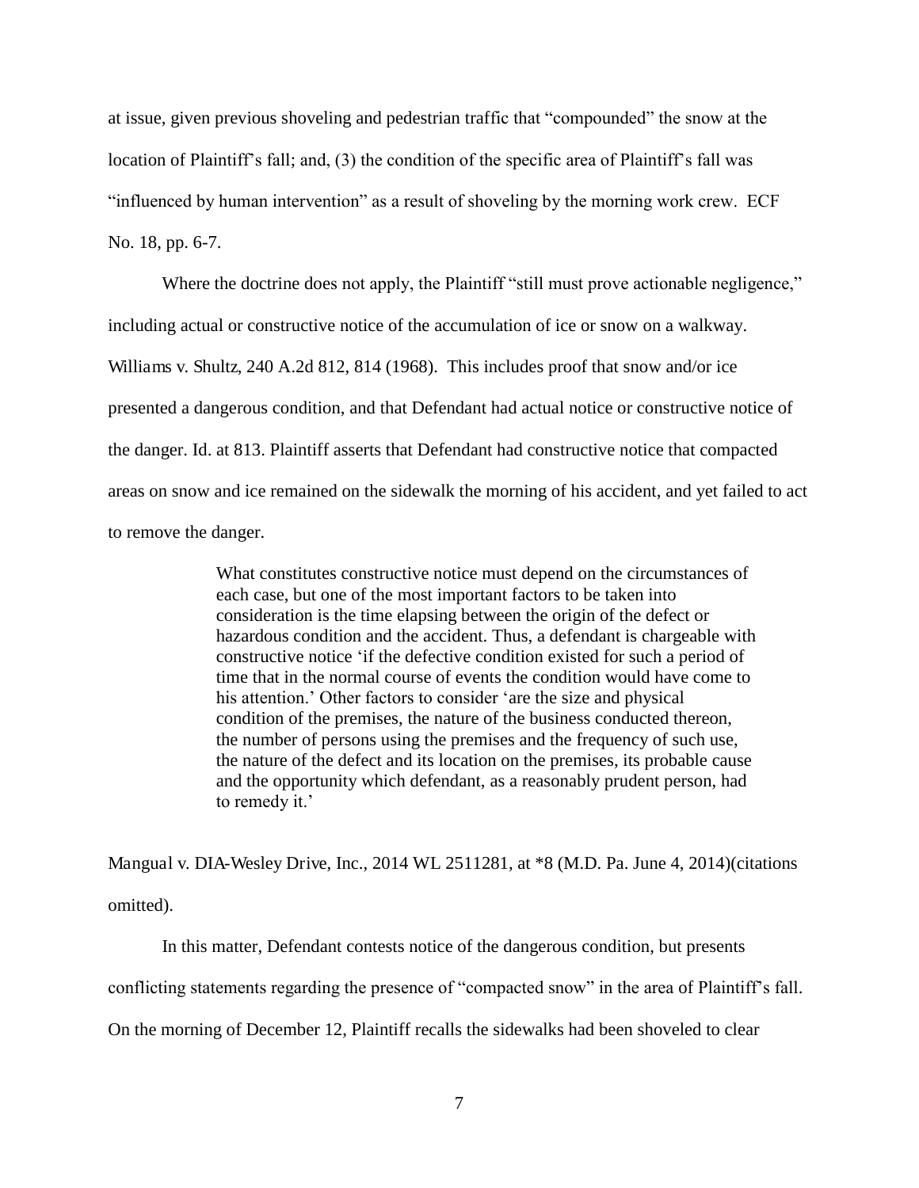at issue, given previous shoveling and pedestrian traffic that "compounded" the snow at the location of Plaintiff's fall; and, (3) the condition of the specific area of Plaintiff's fall was "influenced by human intervention" as a result of shoveling by the morning work crew. ECF No. 18, pp. 6-7.

Where the doctrine does not apply, the Plaintiff "still must prove actionable negligence," including actual or constructive notice of the accumulation of ice or snow on a walkway. *Williams v. Shultz*, 240 A.2d 812, 814 (1968). This includes proof that snow and/or ice presented a dangerous condition, and that Defendant had actual notice or constructive notice of the danger. Id. at 813. Plaintiff asserts that Defendant had constructive notice that compacted areas on snow and ice remained on the sidewalk the morning of his accident, and yet failed to act to remove the danger.

> What constitutes constructive notice must depend on the circumstances of each case, but one of the most important factors to be taken into consideration is the time elapsing between the origin of the defect or hazardous condition and the accident. Thus, a defendant is chargeable with constructive notice 'if the defective condition existed for such a period of time that in the normal course of events the condition would have come to his attention.' Other factors to consider 'are the size and physical condition of the premises, the nature of the business conducted thereon, the number of persons using the premises and the frequency of such use, the nature of the defect and its location on the premises, its probable cause and the opportunity which defendant, as a reasonably prudent person, had to remedy it.'

*Mangual v. DIA-Wesley Drive, Inc.*, 2014 WL 2511281, at *8 (M.D. Pa. June 4, 2014)(citations omitted).

In this matter, Defendant contests notice of the dangerous condition, but presents conflicting statements regarding the presence of "compacted snow" in the area of Plaintiff's fall. On the morning of December 12, Plaintiff recalls the sidewalks had been shoveled to clear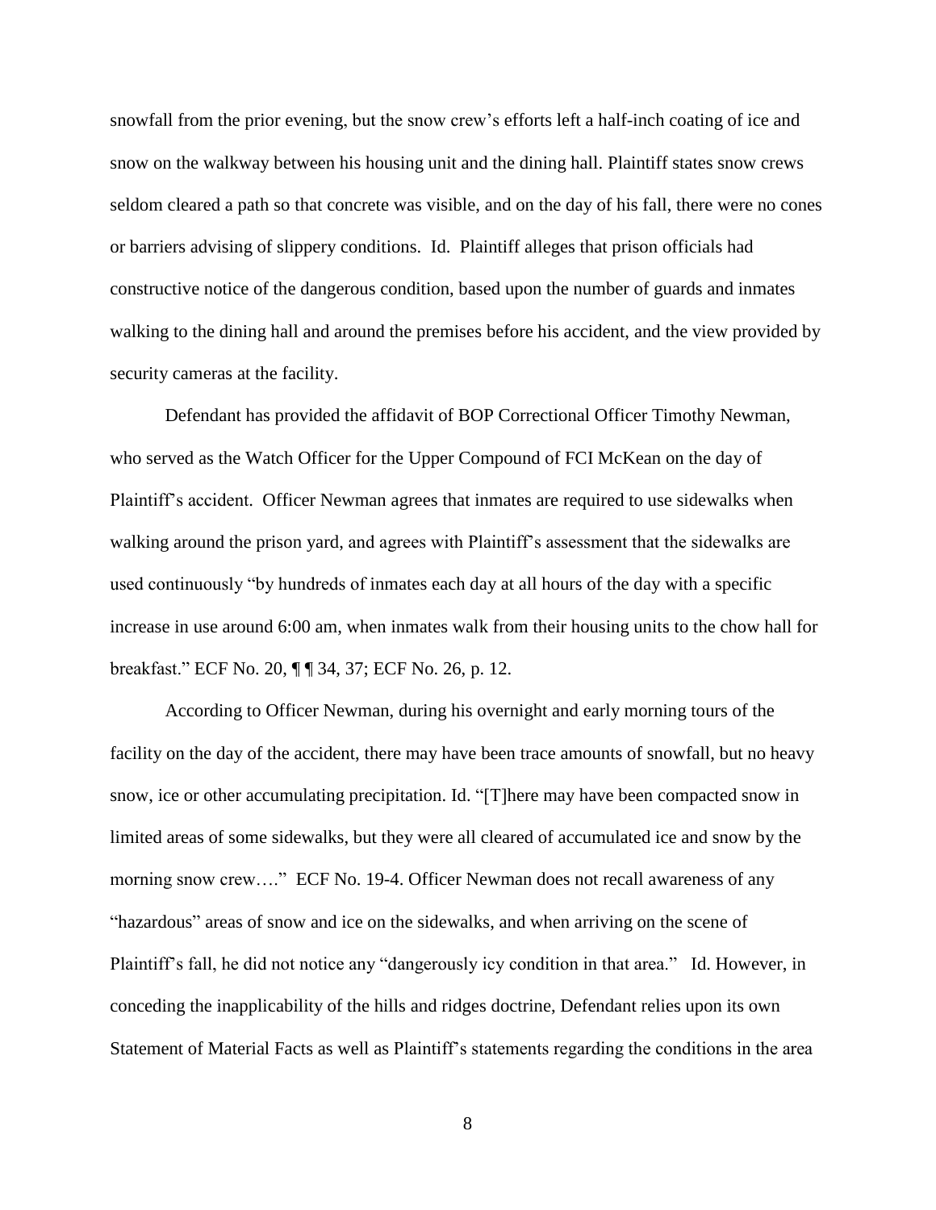snowfall from the prior evening, but the snow crew's efforts left a half-inch coating of ice and snow on the walkway between his housing unit and the dining hall. Plaintiff states snow crews seldom cleared a path so that concrete was visible, and on the day of his fall, there were no cones or barriers advising of slippery conditions. Id. Plaintiff alleges that prison officials had constructive notice of the dangerous condition, based upon the number of guards and inmates walking to the dining hall and around the premises before his accident, and the view provided by security cameras at the facility.

Defendant has provided the affidavit of BOP Correctional Officer Timothy Newman, who served as the Watch Officer for the Upper Compound of FCI McKean on the day of Plaintiff's accident. Officer Newman agrees that inmates are required to use sidewalks when walking around the prison yard, and agrees with Plaintiff's assessment that the sidewalks are used continuously "by hundreds of inmates each day at all hours of the day with a specific increase in use around 6:00 am, when inmates walk from their housing units to the chow hall for breakfast." ECF No. 20, ¶ ¶ 34, 37; ECF No. 26, p. 12.

According to Officer Newman, during his overnight and early morning tours of the facility on the day of the accident, there may have been trace amounts of snowfall, but no heavy snow, ice or other accumulating precipitation. Id. "[T]here may have been compacted snow in limited areas of some sidewalks, but they were all cleared of accumulated ice and snow by the morning snow crew…." ECF No. 19-4. Officer Newman does not recall awareness of any "hazardous" areas of snow and ice on the sidewalks, and when arriving on the scene of Plaintiff's fall, he did not notice any "dangerously icy condition in that area." Id. However, in conceding the inapplicability of the hills and ridges doctrine, Defendant relies upon its own Statement of Material Facts as well as Plaintiff's statements regarding the conditions in the area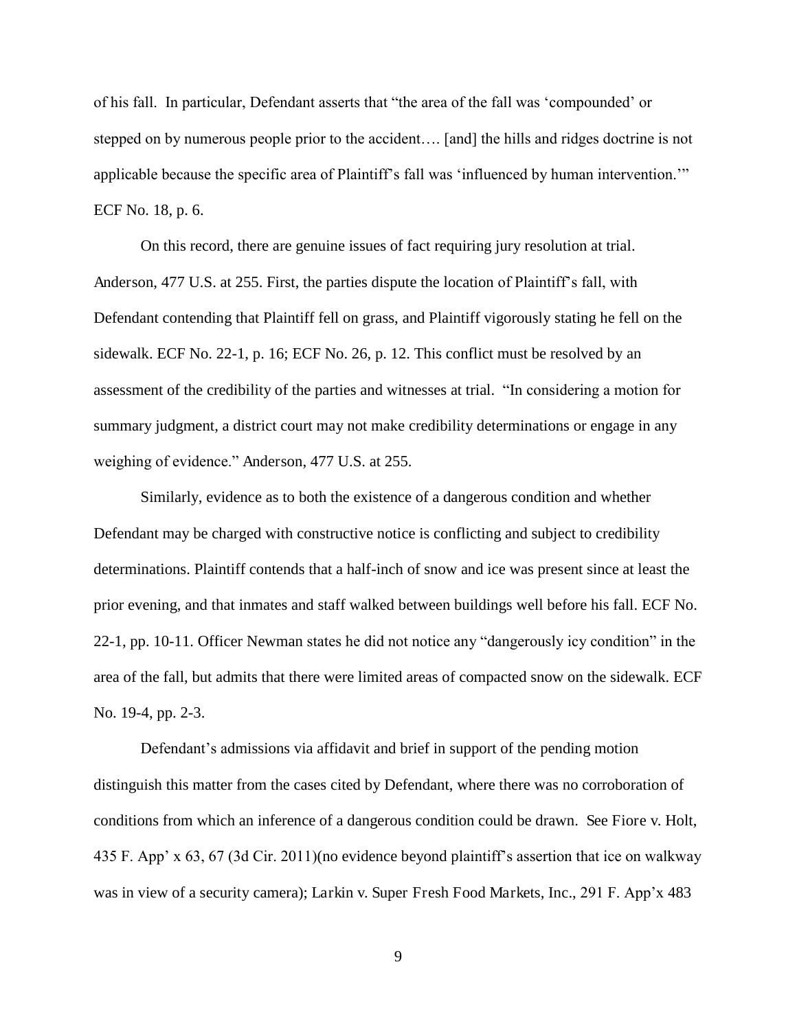of his fall. In particular, Defendant asserts that "the area of the fall was 'compounded' or stepped on by numerous people prior to the accident…. [and] the hills and ridges doctrine is not applicable because the specific area of Plaintiff's fall was 'influenced by human intervention.'" ECF No. 18, p. 6.

On this record, there are genuine issues of fact requiring jury resolution at trial. Anderson, 477 U.S. at 255. First, the parties dispute the location of Plaintiff's fall, with Defendant contending that Plaintiff fell on grass, and Plaintiff vigorously stating he fell on the sidewalk. ECF No. 22-1, p. 16; ECF No. 26, p. 12. This conflict must be resolved by an assessment of the credibility of the parties and witnesses at trial. "In considering a motion for summary judgment, a district court may not make credibility determinations or engage in any weighing of evidence." Anderson, 477 U.S. at 255.

Similarly, evidence as to both the existence of a dangerous condition and whether Defendant may be charged with constructive notice is conflicting and subject to credibility determinations. Plaintiff contends that a half-inch of snow and ice was present since at least the prior evening, and that inmates and staff walked between buildings well before his fall. ECF No. 22-1, pp. 10-11. Officer Newman states he did not notice any "dangerously icy condition" in the area of the fall, but admits that there were limited areas of compacted snow on the sidewalk. ECF No. 19-4, pp. 2-3.

Defendant's admissions via affidavit and brief in support of the pending motion distinguish this matter from the cases cited by Defendant, where there was no corroboration of conditions from which an inference of a dangerous condition could be drawn. See Fiore v. Holt, 435 F. App' x 63, 67 (3d Cir. 2011)(no evidence beyond plaintiff's assertion that ice on walkway was in view of a security camera); Larkin v. Super Fresh Food Markets, Inc., 291 F. App'x 483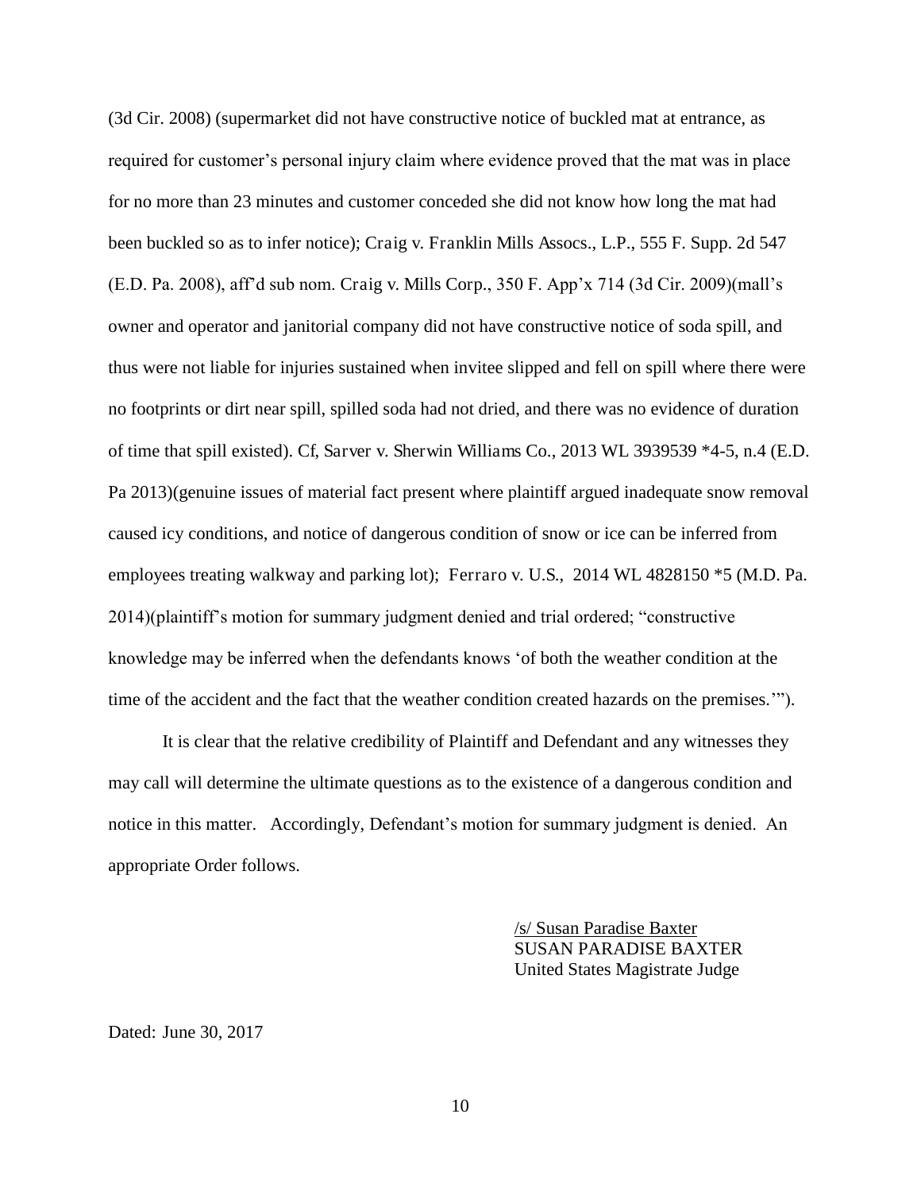(3d Cir. 2008) (supermarket did not have constructive notice of buckled mat at entrance, as required for customer's personal injury claim where evidence proved that the mat was in place for no more than 23 minutes and customer conceded she did not know how long the mat had been buckled so as to infer notice); Craig v. Franklin Mills Assocs., L.P., 555 F. Supp. 2d 547 (E.D. Pa. 2008), aff'd sub nom. Craig v. Mills Corp., 350 F. App'x 714 (3d Cir. 2009)(mall's owner and operator and janitorial company did not have constructive notice of soda spill, and thus were not liable for injuries sustained when invitee slipped and fell on spill where there were no footprints or dirt near spill, spilled soda had not dried, and there was no evidence of duration of time that spill existed). Cf, Sarver v. Sherwin Williams Co., 2013 WL 3939539 *4-5, n.4 (E.D. Pa 2013)(genuine issues of material fact present where plaintiff argued inadequate snow removal caused icy conditions, and notice of dangerous condition of snow or ice can be inferred from employees treating walkway and parking lot); Ferraro v. U.S., 2014 WL 4828150 *5 (M.D. Pa. 2014)(plaintiff's motion for summary judgment denied and trial ordered; "constructive knowledge may be inferred when the defendants knows 'of both the weather condition at the time of the accident and the fact that the weather condition created hazards on the premises.'").

It is clear that the relative credibility of Plaintiff and Defendant and any witnesses they may call will determine the ultimate questions as to the existence of a dangerous condition and notice in this matter. Accordingly, Defendant's motion for summary judgment is denied. An appropriate Order follows.

/s/ Susan Paradise Baxter
SUSAN PARADISE BAXTER
United States Magistrate Judge

Dated: June 30, 2017